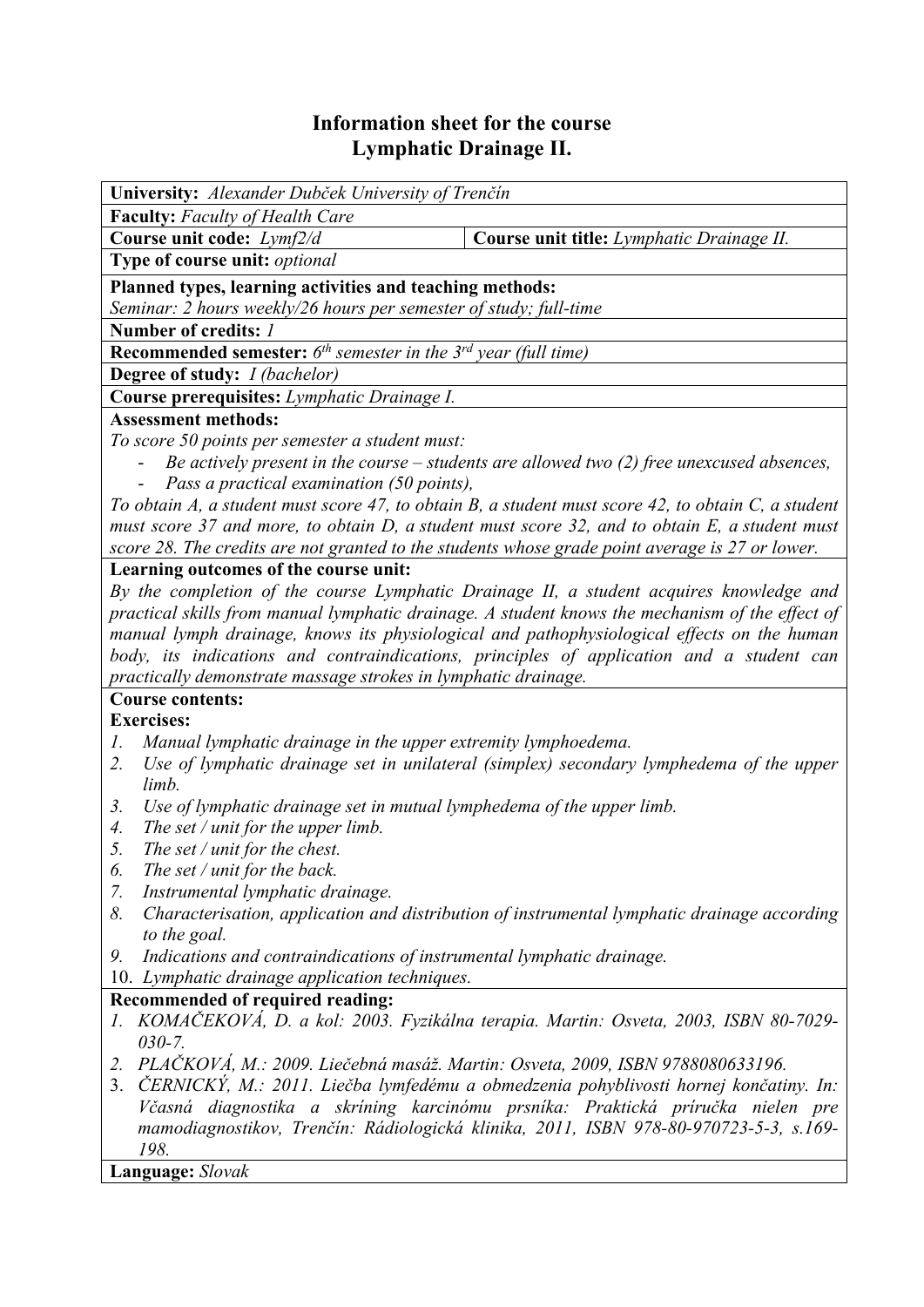# Information sheet for the course
# Lymphatic Drainage II.

**University:** *Alexander Dubček University of Trenčín*

**Faculty:** *Faculty of Health Care*

| **Course unit code:** *Lymf2/d* | **Course unit title:** *Lymphatic Drainage II.* |
|---|---|

**Type of course unit:** *optional*

**Planned types, learning activities and teaching methods:**
*Seminar: 2 hours weekly/26 hours per semester of study; full-time*

**Number of credits:** *1*

**Recommended semester:** *6th semester in the 3rd year (full time)*

**Degree of study:** *I (bachelor)*

**Course prerequisites:** *Lymphatic Drainage I.*

**Assessment methods:**
*To score 50 points per semester a student must:*

- *Be actively present in the course – students are allowed two (2) free unexcused absences,*
- *Pass a practical examination (50 points),*

*To obtain A, a student must score 47, to obtain B, a student must score 42, to obtain C, a student must score 37 and more, to obtain D, a student must score 32, and to obtain E, a student must score 28. The credits are not granted to the students whose grade point average is 27 or lower.*

**Learning outcomes of the course unit:**
*By the completion of the course Lymphatic Drainage II, a student acquires knowledge and practical skills from manual lymphatic drainage. A student knows the mechanism of the effect of manual lymph drainage, knows its physiological and pathophysiological effects on the human body, its indications and contraindications, principles of application and a student can practically demonstrate massage strokes in lymphatic drainage.*

**Course contents:**

**Exercises:**

1. *Manual lymphatic drainage in the upper extremity lymphoedema.*
2. *Use of lymphatic drainage set in unilateral (simplex) secondary lymphedema of the upper limb.*
3. *Use of lymphatic drainage set in mutual lymphedema of the upper limb.*
4. *The set / unit for the upper limb.*
5. *The set / unit for the chest.*
6. *The set / unit for the back.*
7. *Instrumental lymphatic drainage.*
8. *Characterisation, application and distribution of instrumental lymphatic drainage according to the goal.*
9. *Indications and contraindications of instrumental lymphatic drainage.*
10. *Lymphatic drainage application techniques.*

**Recommended of required reading:**

1. *KOMAČEKOVÁ, D. a kol: 2003. Fyzikálna terapia. Martin: Osveta, 2003, ISBN 80-7029-030-7.*
2. *PLAČKOVÁ, M.: 2009. Liečebná masáž. Martin: Osveta, 2009, ISBN 9788080633196.*
3. *ČERNICKÝ, M.: 2011. Liečba lymfedému a obmedzenia pohyblivosti hornej končatiny. In: Včasná diagnostika a skríning karcinómu prsníka: Praktická príručka nielen pre mamodiagnostikov, Trenčín: Rádiologická klinika, 2011, ISBN 978-80-970723-5-3, s.169-198.*

**Language:** *Slovak*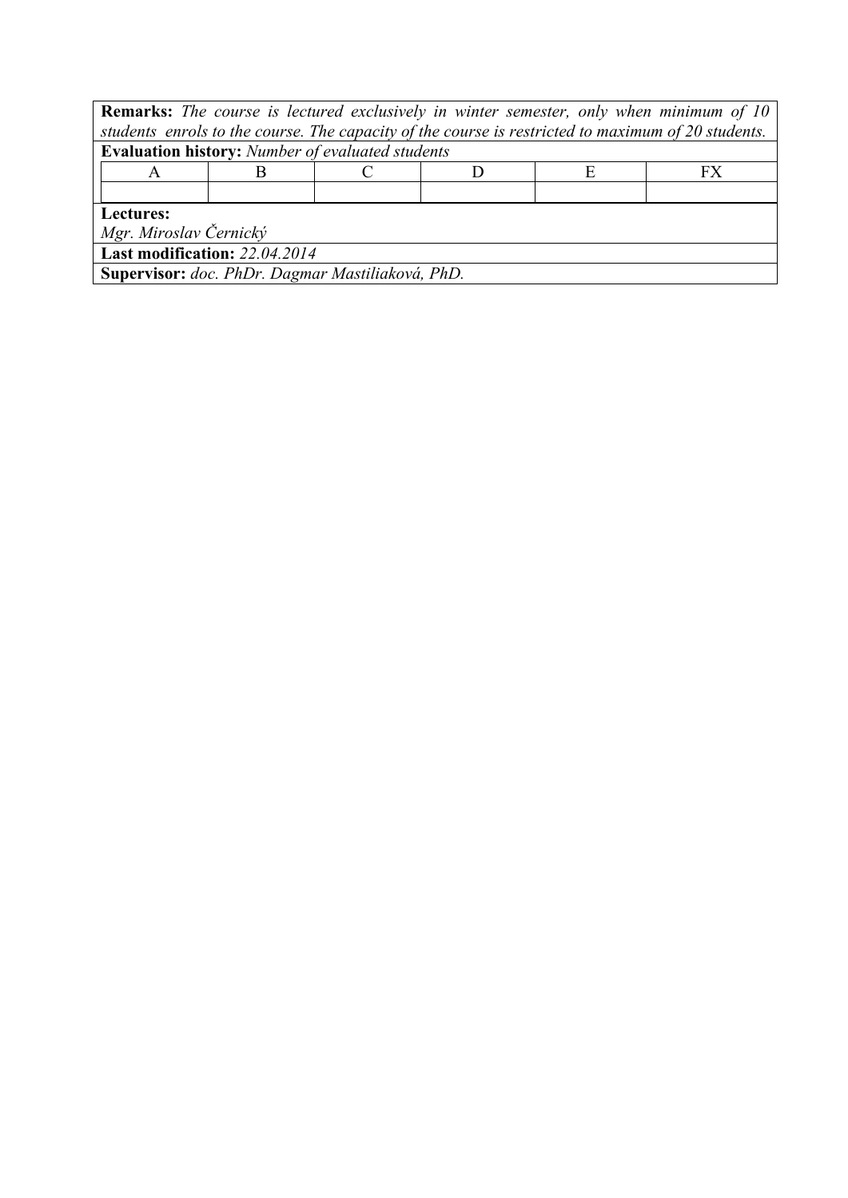**Remarks:** *The course is lectured exclusively in winter semester, only when minimum of 10 students enrols to the course. The capacity of the course is restricted to maximum of 20 students.*

**Evaluation history:** *Number of evaluated students*

| A | B | C | D | E | FX |
|---|---|---|---|---|---|
| | | | | | |

**Lectures:**
*Mgr. Miroslav Černický*

**Last modification:** *22.04.2014*

**Supervisor:** *doc. PhDr. Dagmar Mastiliaková, PhD.*